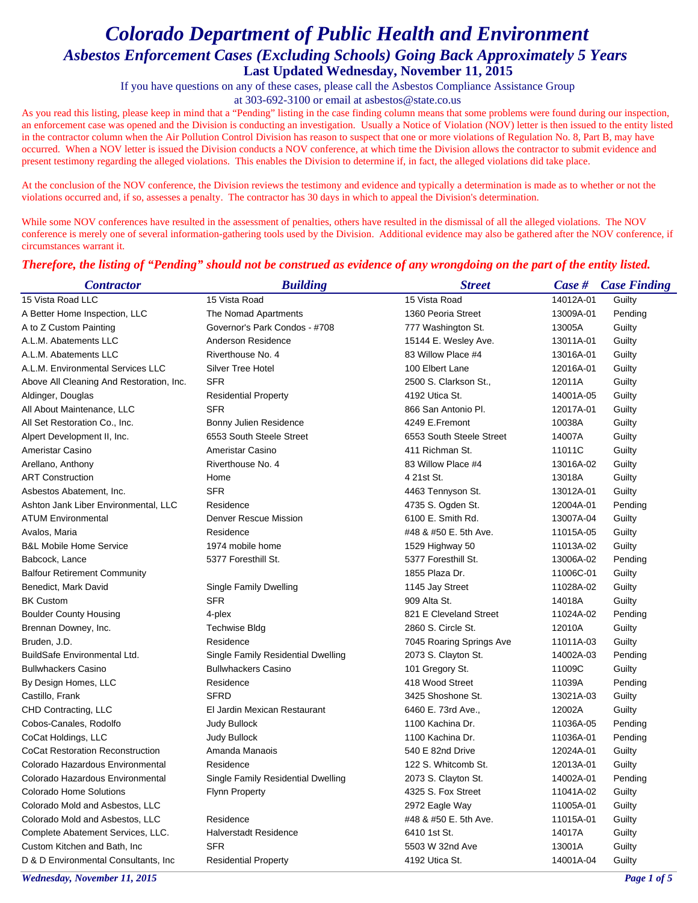# Colorado Department of Public Health and Environment

## *Asbestos Enforcement Cases (Excluding Schools) Going Back Approximately 5 Years*

### Last Updated Wednesday, November 11, 2015

If you have questions on any of these cases, please call the Asbestos Compliance Assistance Group at 303-692-3100 or email at asbestos@state.co.us

As you read this listing, please keep in mind that a "Pending" listing in the case finding column means that some problems were found during our inspection, an enforcement case was opened and the Division is conducting an investigation. Usually a Notice of Violation (NOV) letter is then issued to the entity listed in the contractor column when the Air Pollution Control Division has reason to suspect that one or more violations of Regulation No. 8, Part B, may have occurred. When a NOV letter is issued the Division conducts a NOV conference, at which time the Division allows the contractor to submit evidence and present testimony regarding the alleged violations. This enables the Division to determine if, in fact, the alleged violations did take place.

At the conclusion of the NOV conference, the Division reviews the testimony and evidence and typically a determination is made as to whether or not the violations occurred and, if so, assesses a penalty. The contractor has 30 days in which to appeal the Division's determination.

While some NOV conferences have resulted in the assessment of penalties, others have resulted in the dismissal of all the alleged violations. The NOV conference is merely one of several information-gathering tools used by the Division. Additional evidence may also be gathered after the NOV conference, if circumstances warrant it.

***Therefore, the listing of "Pending" should not be construed as evidence of any wrongdoing on the part of the entity listed.***

| Contractor | Building | Street | Case # | Case Finding |
|---|---|---|---|---|
| 15 Vista Road LLC | 15 Vista Road | 15 Vista Road | 14012A-01 | Guilty |
| A Better Home Inspection, LLC | The Nomad Apartments | 1360 Peoria Street | 13009A-01 | Pending |
| A to Z Custom Painting | Governor's Park Condos - #708 | 777 Washington St. | 13005A | Guilty |
| A.L.M. Abatements LLC | Anderson Residence | 15144 E. Wesley Ave. | 13011A-01 | Guilty |
| A.L.M. Abatements LLC | Riverthouse No. 4 | 83 Willow Place #4 | 13016A-01 | Guilty |
| A.L.M. Environmental Services LLC | Silver Tree Hotel | 100 Elbert Lane | 12016A-01 | Guilty |
| Above All Cleaning And Restoration, Inc. | SFR | 2500 S. Clarkson St., | 12011A | Guilty |
| Aldinger, Douglas | Residential Property | 4192 Utica St. | 14001A-05 | Guilty |
| All About Maintenance, LLC | SFR | 866 San Antonio Pl. | 12017A-01 | Guilty |
| All Set Restoration Co., Inc. | Bonny Julien Residence | 4249 E.Fremont | 10038A | Guilty |
| Alpert Development II, Inc. | 6553 South Steele Street | 6553 South Steele Street | 14007A | Guilty |
| Ameristar Casino | Ameristar Casino | 411 Richman St. | 11011C | Guilty |
| Arellano, Anthony | Riverthouse No. 4 | 83 Willow Place #4 | 13016A-02 | Guilty |
| ART Construction | Home | 4 21st St. | 13018A | Guilty |
| Asbestos Abatement, Inc. | SFR | 4463 Tennyson St. | 13012A-01 | Guilty |
| Ashton Jank Liber Environmental, LLC | Residence | 4735 S. Ogden St. | 12004A-01 | Pending |
| ATUM Environmental | Denver Rescue Mission | 6100 E. Smith Rd. | 13007A-04 | Guilty |
| Avalos, Maria | Residence | #48 & #50 E. 5th Ave. | 11015A-05 | Guilty |
| B&L Mobile Home Service | 1974 mobile home | 1529 Highway 50 | 11013A-02 | Guilty |
| Babcock, Lance | 5377 Foresthill St. | 5377 Foresthill St. | 13006A-02 | Pending |
| Balfour Retirement Community | | 1855 Plaza Dr. | 11006C-01 | Guilty |
| Benedict, Mark David | Single Family Dwelling | 1145 Jay Street | 11028A-02 | Guilty |
| BK Custom | SFR | 909 Alta St. | 14018A | Guilty |
| Boulder County Housing | 4-plex | 821 E Cleveland Street | 11024A-02 | Pending |
| Brennan Downey, Inc. | Techwise Bldg | 2860 S. Circle St. | 12010A | Guilty |
| Bruden, J.D. | Residence | 7045 Roaring Springs Ave | 11011A-03 | Guilty |
| BuildSafe Environmental Ltd. | Single Family Residential Dwelling | 2073 S. Clayton St. | 14002A-03 | Pending |
| Bullwhackers Casino | Bullwhackers Casino | 101 Gregory St. | 11009C | Guilty |
| By Design Homes, LLC | Residence | 418 Wood Street | 11039A | Pending |
| Castillo, Frank | SFRD | 3425 Shoshone St. | 13021A-03 | Guilty |
| CHD Contracting, LLC | El Jardin Mexican Restaurant | 6460 E. 73rd Ave., | 12002A | Guilty |
| Cobos-Canales, Rodolfo | Judy Bullock | 1100 Kachina Dr. | 11036A-05 | Pending |
| CoCat Holdings, LLC | Judy Bullock | 1100 Kachina Dr. | 11036A-01 | Pending |
| CoCat Restoration Reconstruction | Amanda Manaois | 540 E 82nd Drive | 12024A-01 | Guilty |
| Colorado Hazardous Environmental | Residence | 122 S. Whitcomb St. | 12013A-01 | Guilty |
| Colorado Hazardous Environmental | Single Family Residential Dwelling | 2073 S. Clayton St. | 14002A-01 | Pending |
| Colorado Home Solutions | Flynn Property | 4325 S. Fox Street | 11041A-02 | Guilty |
| Colorado Mold and Asbestos, LLC | | 2972 Eagle Way | 11005A-01 | Guilty |
| Colorado Mold and Asbestos, LLC | Residence | #48 & #50 E. 5th Ave. | 11015A-01 | Guilty |
| Complete Abatement Services, LLC. | Halverstadt Residence | 6410 1st St. | 14017A | Guilty |
| Custom Kitchen and Bath, Inc | SFR | 5503 W 32nd Ave | 13001A | Guilty |
| D & D Environmental Consultants, Inc | Residential Property | 4192 Utica St. | 14001A-04 | Guilty |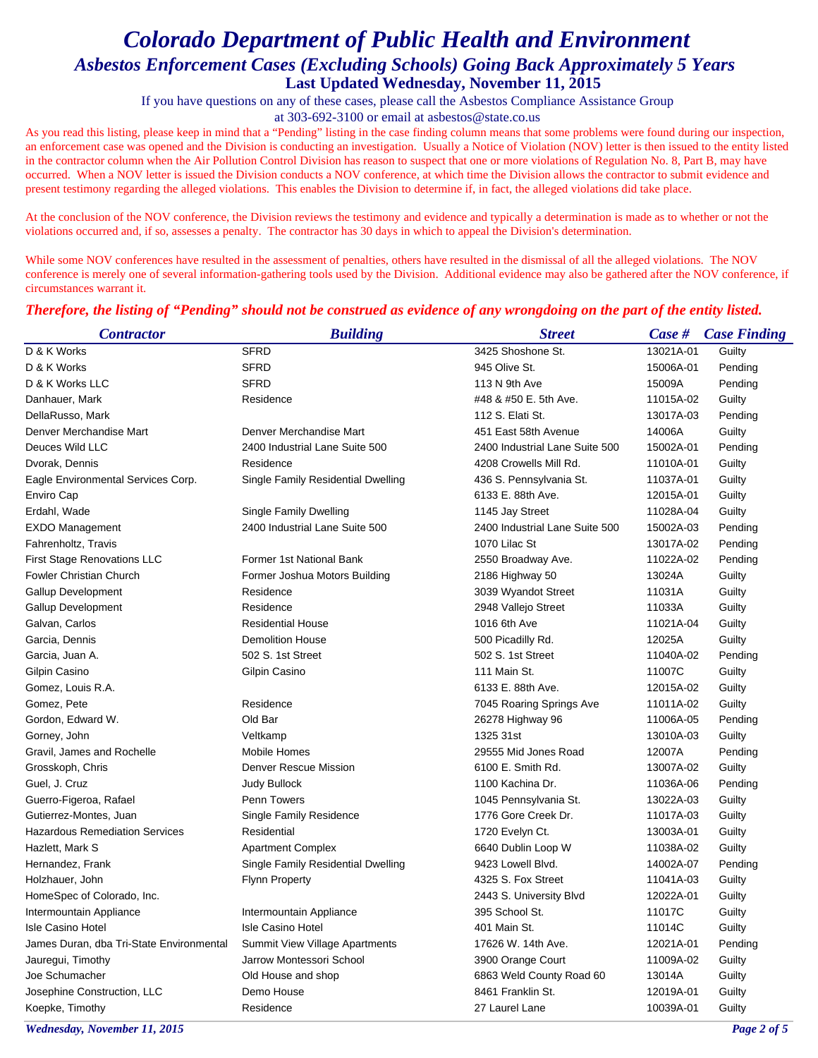# Colorado Department of Public Health and Environment

## Asbestos Enforcement Cases (Excluding Schools) Going Back Approximately 5 Years

### Last Updated Wednesday, November 11, 2015

If you have questions on any of these cases, please call the Asbestos Compliance Assistance Group at 303-692-3100 or email at asbestos@state.co.us

As you read this listing, please keep in mind that a "Pending" listing in the case finding column means that some problems were found during our inspection, an enforcement case was opened and the Division is conducting an investigation. Usually a Notice of Violation (NOV) letter is then issued to the entity listed in the contractor column when the Air Pollution Control Division has reason to suspect that one or more violations of Regulation No. 8, Part B, may have occurred. When a NOV letter is issued the Division conducts a NOV conference, at which time the Division allows the contractor to submit evidence and present testimony regarding the alleged violations. This enables the Division to determine if, in fact, the alleged violations did take place.

At the conclusion of the NOV conference, the Division reviews the testimony and evidence and typically a determination is made as to whether or not the violations occurred and, if so, assesses a penalty. The contractor has 30 days in which to appeal the Division's determination.

While some NOV conferences have resulted in the assessment of penalties, others have resulted in the dismissal of all the alleged violations. The NOV conference is merely one of several information-gathering tools used by the Division. Additional evidence may also be gathered after the NOV conference, if circumstances warrant it.

***Therefore, the listing of "Pending" should not be construed as evidence of any wrongdoing on the part of the entity listed.***

| Contractor | Building | Street | Case # | Case Finding |
|---|---|---|---|---|
| D & K Works | SFRD | 3425 Shoshone St. | 13021A-01 | Guilty |
| D & K Works | SFRD | 945 Olive St. | 15006A-01 | Pending |
| D & K Works LLC | SFRD | 113 N 9th Ave | 15009A | Pending |
| Danhauer, Mark | Residence | #48 & #50 E. 5th Ave. | 11015A-02 | Guilty |
| DellaRusso, Mark | | 112 S. Elati St. | 13017A-03 | Pending |
| Denver Merchandise Mart | Denver Merchandise Mart | 451 East 58th Avenue | 14006A | Guilty |
| Deuces Wild LLC | 2400 Industrial Lane Suite 500 | 2400 Industrial Lane Suite 500 | 15002A-01 | Pending |
| Dvorak, Dennis | Residence | 4208 Crowells Mill Rd. | 11010A-01 | Guilty |
| Eagle Environmental Services Corp. | Single Family Residential Dwelling | 436 S. Pennsylvania St. | 11037A-01 | Guilty |
| Enviro Cap | | 6133 E. 88th Ave. | 12015A-01 | Guilty |
| Erdahl, Wade | Single Family Dwelling | 1145 Jay Street | 11028A-04 | Guilty |
| EXDO Management | 2400 Industrial Lane Suite 500 | 2400 Industrial Lane Suite 500 | 15002A-03 | Pending |
| Fahrenholtz, Travis | | 1070 Lilac St | 13017A-02 | Pending |
| First Stage Renovations LLC | Former 1st National Bank | 2550 Broadway Ave. | 11022A-02 | Pending |
| Fowler Christian Church | Former Joshua Motors Building | 2186 Highway 50 | 13024A | Guilty |
| Gallup Development | Residence | 3039 Wyandot Street | 11031A | Guilty |
| Gallup Development | Residence | 2948 Vallejo Street | 11033A | Guilty |
| Galvan, Carlos | Residential House | 1016 6th Ave | 11021A-04 | Guilty |
| Garcia, Dennis | Demolition House | 500 Picadilly Rd. | 12025A | Guilty |
| Garcia, Juan A. | 502 S. 1st Street | 502 S. 1st Street | 11040A-02 | Pending |
| Gilpin Casino | Gilpin Casino | 111 Main St. | 11007C | Guilty |
| Gomez, Louis R.A. | | 6133 E. 88th Ave. | 12015A-02 | Guilty |
| Gomez, Pete | Residence | 7045 Roaring Springs Ave | 11011A-02 | Guilty |
| Gordon, Edward W. | Old Bar | 26278 Highway 96 | 11006A-05 | Pending |
| Gorney, John | Veltkamp | 1325 31st | 13010A-03 | Guilty |
| Gravil, James and Rochelle | Mobile Homes | 29555 Mid Jones Road | 12007A | Pending |
| Grosskoph, Chris | Denver Rescue Mission | 6100 E. Smith Rd. | 13007A-02 | Guilty |
| Guel, J. Cruz | Judy Bullock | 1100 Kachina Dr. | 11036A-06 | Pending |
| Guerro-Figeroa, Rafael | Penn Towers | 1045 Pennsylvania St. | 13022A-03 | Guilty |
| Gutierrez-Montes, Juan | Single Family Residence | 1776 Gore Creek Dr. | 11017A-03 | Guilty |
| Hazardous Remediation Services | Residential | 1720 Evelyn Ct. | 13003A-01 | Guilty |
| Hazlett, Mark S | Apartment Complex | 6640 Dublin Loop W | 11038A-02 | Guilty |
| Hernandez, Frank | Single Family Residential Dwelling | 9423 Lowell Blvd. | 14002A-07 | Pending |
| Holzhauer, John | Flynn Property | 4325 S. Fox Street | 11041A-03 | Guilty |
| HomeSpec of Colorado, Inc. | | 2443 S. University Blvd | 12022A-01 | Guilty |
| Intermountain Appliance | Intermountain Appliance | 395 School St. | 11017C | Guilty |
| Isle Casino Hotel | Isle Casino Hotel | 401 Main St. | 11014C | Guilty |
| James Duran, dba Tri-State Environmental | Summit View Village Apartments | 17626 W. 14th Ave. | 12021A-01 | Pending |
| Jauregui, Timothy | Jarrow Montessori School | 3900 Orange Court | 11009A-02 | Guilty |
| Joe Schumacher | Old House and shop | 6863 Weld County Road 60 | 13014A | Guilty |
| Josephine Construction, LLC | Demo House | 8461 Franklin St. | 12019A-01 | Guilty |
| Koepke, Timothy | Residence | 27 Laurel Lane | 10039A-01 | Guilty |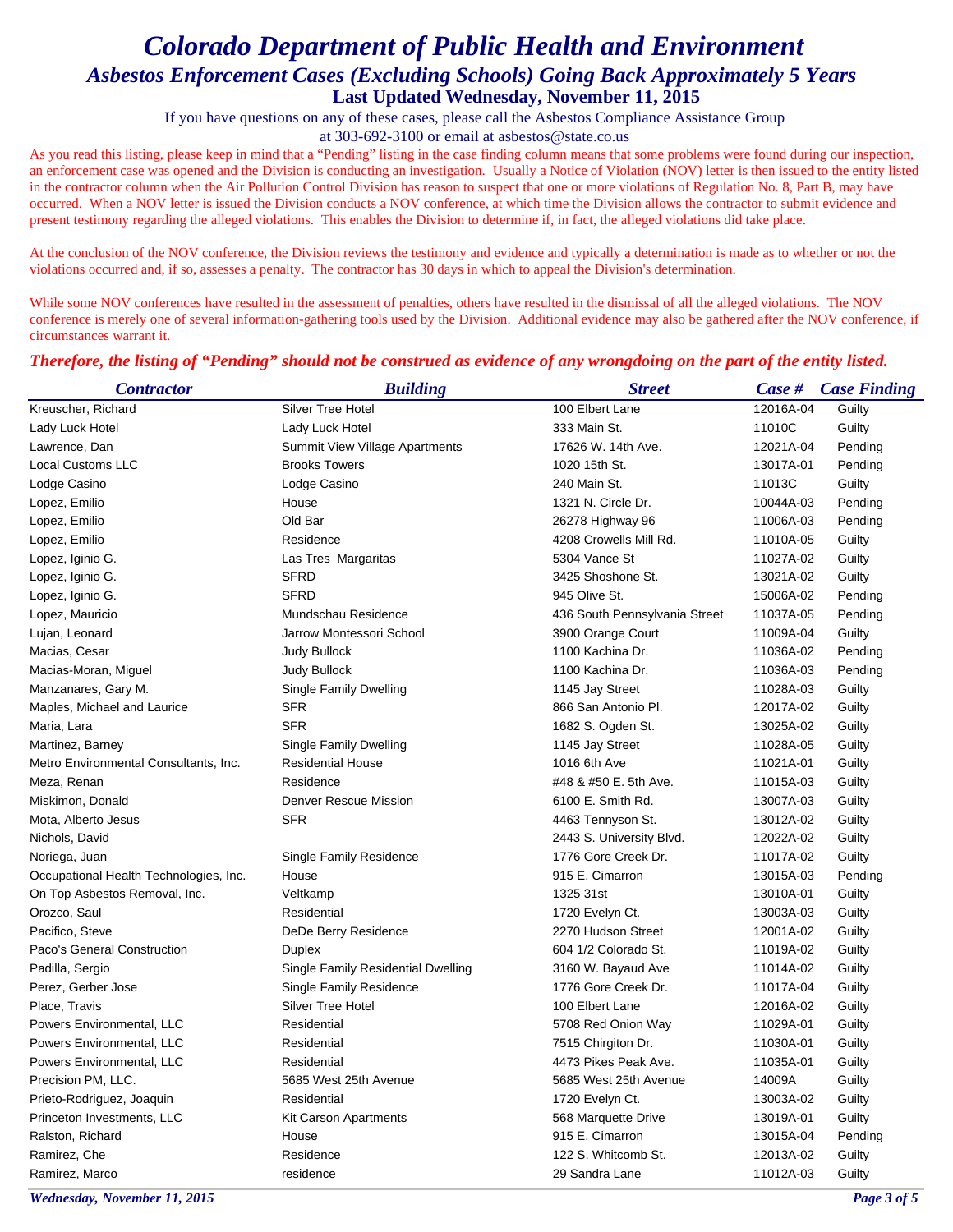# Colorado Department of Public Health and Environment

## Asbestos Enforcement Cases (Excluding Schools) Going Back Approximately 5 Years

### Last Updated Wednesday, November 11, 2015

If you have questions on any of these cases, please call the Asbestos Compliance Assistance Group at 303-692-3100 or email at asbestos@state.co.us

As you read this listing, please keep in mind that a "Pending" listing in the case finding column means that some problems were found during our inspection, an enforcement case was opened and the Division is conducting an investigation. Usually a Notice of Violation (NOV) letter is then issued to the entity listed in the contractor column when the Air Pollution Control Division has reason to suspect that one or more violations of Regulation No. 8, Part B, may have occurred. When a NOV letter is issued the Division conducts a NOV conference, at which time the Division allows the contractor to submit evidence and present testimony regarding the alleged violations. This enables the Division to determine if, in fact, the alleged violations did take place.

At the conclusion of the NOV conference, the Division reviews the testimony and evidence and typically a determination is made as to whether or not the violations occurred and, if so, assesses a penalty. The contractor has 30 days in which to appeal the Division's determination.

While some NOV conferences have resulted in the assessment of penalties, others have resulted in the dismissal of all the alleged violations. The NOV conference is merely one of several information-gathering tools used by the Division. Additional evidence may also be gathered after the NOV conference, if circumstances warrant it.

***Therefore, the listing of "Pending" should not be construed as evidence of any wrongdoing on the part of the entity listed.***

| Contractor | Building | Street | Case # | Case Finding |
|---|---|---|---|---|
| Kreuscher, Richard | Silver Tree Hotel | 100 Elbert Lane | 12016A-04 | Guilty |
| Lady Luck Hotel | Lady Luck Hotel | 333 Main St. | 11010C | Guilty |
| Lawrence, Dan | Summit View Village Apartments | 17626 W. 14th Ave. | 12021A-04 | Pending |
| Local Customs LLC | Brooks Towers | 1020 15th St. | 13017A-01 | Pending |
| Lodge Casino | Lodge Casino | 240 Main St. | 11013C | Guilty |
| Lopez, Emilio | House | 1321 N. Circle Dr. | 10044A-03 | Pending |
| Lopez, Emilio | Old Bar | 26278 Highway 96 | 11006A-03 | Pending |
| Lopez, Emilio | Residence | 4208 Crowells Mill Rd. | 11010A-05 | Guilty |
| Lopez, Iginio G. | Las Tres Margaritas | 5304 Vance St | 11027A-02 | Guilty |
| Lopez, Iginio G. | SFRD | 3425 Shoshone St. | 13021A-02 | Guilty |
| Lopez, Iginio G. | SFRD | 945 Olive St. | 15006A-02 | Pending |
| Lopez, Mauricio | Mundschau Residence | 436 South Pennsylvania Street | 11037A-05 | Pending |
| Lujan, Leonard | Jarrow Montessori School | 3900 Orange Court | 11009A-04 | Guilty |
| Macias, Cesar | Judy Bullock | 1100 Kachina Dr. | 11036A-02 | Pending |
| Macias-Moran, Miguel | Judy Bullock | 1100 Kachina Dr. | 11036A-03 | Pending |
| Manzanares, Gary M. | Single Family Dwelling | 1145 Jay Street | 11028A-03 | Guilty |
| Maples, Michael and Laurice | SFR | 866 San Antonio Pl. | 12017A-02 | Guilty |
| Maria, Lara | SFR | 1682 S. Ogden St. | 13025A-02 | Guilty |
| Martinez, Barney | Single Family Dwelling | 1145 Jay Street | 11028A-05 | Guilty |
| Metro Environmental Consultants, Inc. | Residential House | 1016 6th Ave | 11021A-01 | Guilty |
| Meza, Renan | Residence | #48 & #50 E. 5th Ave. | 11015A-03 | Guilty |
| Miskimon, Donald | Denver Rescue Mission | 6100 E. Smith Rd. | 13007A-03 | Guilty |
| Mota, Alberto Jesus | SFR | 4463 Tennyson St. | 13012A-02 | Guilty |
| Nichols, David | | 2443 S. University Blvd. | 12022A-02 | Guilty |
| Noriega, Juan | Single Family Residence | 1776 Gore Creek Dr. | 11017A-02 | Guilty |
| Occupational Health Technologies, Inc. | House | 915 E. Cimarron | 13015A-03 | Pending |
| On Top Asbestos Removal, Inc. | Veltkamp | 1325 31st | 13010A-01 | Guilty |
| Orozco, Saul | Residential | 1720 Evelyn Ct. | 13003A-03 | Guilty |
| Pacifico, Steve | DeDe Berry Residence | 2270 Hudson Street | 12001A-02 | Guilty |
| Paco's General Construction | Duplex | 604 1/2 Colorado St. | 11019A-02 | Guilty |
| Padilla, Sergio | Single Family Residential Dwelling | 3160 W. Bayaud Ave | 11014A-02 | Guilty |
| Perez, Gerber Jose | Single Family Residence | 1776 Gore Creek Dr. | 11017A-04 | Guilty |
| Place, Travis | Silver Tree Hotel | 100 Elbert Lane | 12016A-02 | Guilty |
| Powers Environmental, LLC | Residential | 5708 Red Onion Way | 11029A-01 | Guilty |
| Powers Environmental, LLC | Residential | 7515 Chirgiton Dr. | 11030A-01 | Guilty |
| Powers Environmental, LLC | Residential | 4473 Pikes Peak Ave. | 11035A-01 | Guilty |
| Precision PM, LLC. | 5685 West 25th Avenue | 5685 West 25th Avenue | 14009A | Guilty |
| Prieto-Rodriguez, Joaquin | Residential | 1720 Evelyn Ct. | 13003A-02 | Guilty |
| Princeton Investments, LLC | Kit Carson Apartments | 568 Marquette Drive | 13019A-01 | Guilty |
| Ralston, Richard | House | 915 E. Cimarron | 13015A-04 | Pending |
| Ramirez, Che | Residence | 122 S. Whitcomb St. | 12013A-02 | Guilty |
| Ramirez, Marco | residence | 29 Sandra Lane | 11012A-03 | Guilty |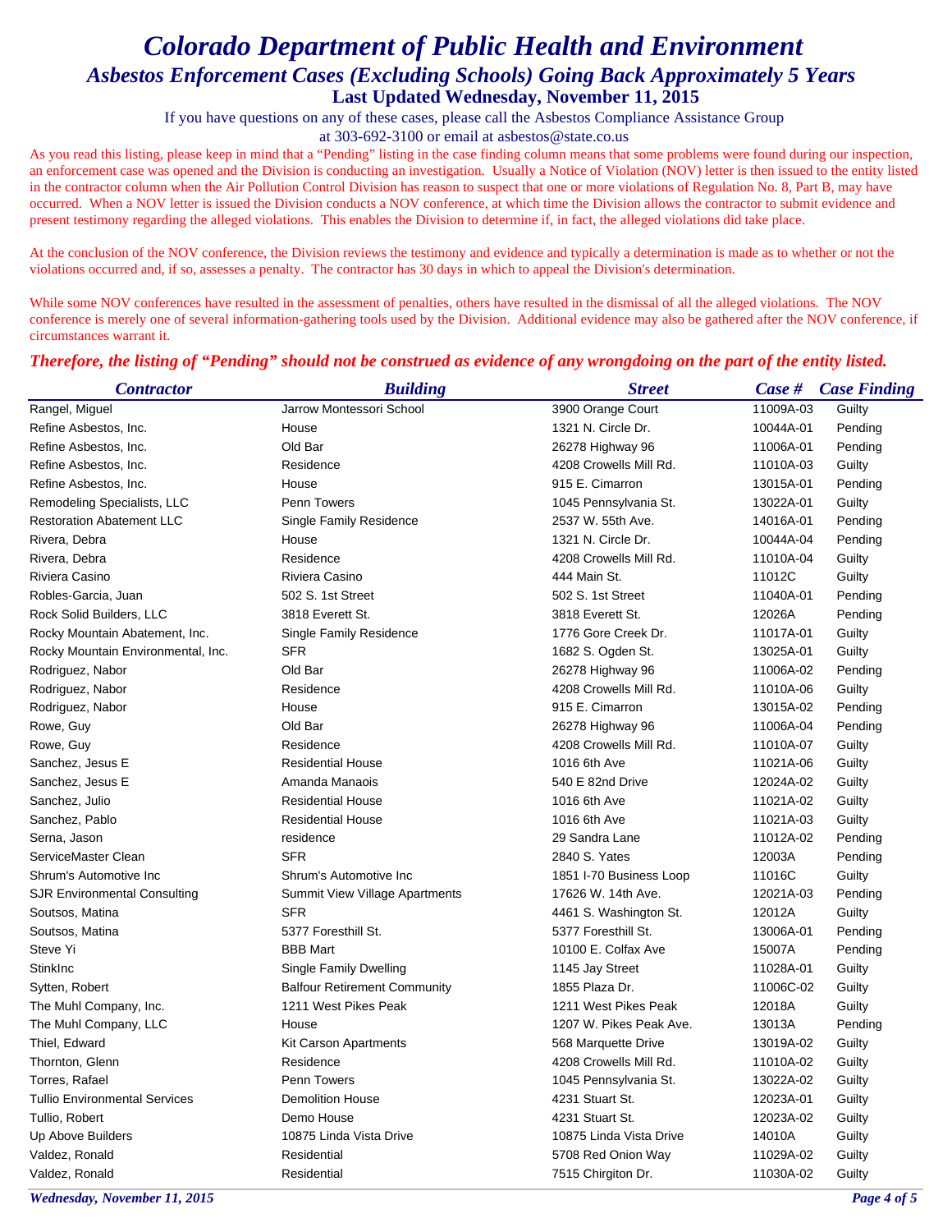# Colorado Department of Public Health and Environment

## *Asbestos Enforcement Cases (Excluding Schools) Going Back Approximately 5 Years*

### Last Updated Wednesday, November 11, 2015

If you have questions on any of these cases, please call the Asbestos Compliance Assistance Group at 303-692-3100 or email at asbestos@state.co.us

As you read this listing, please keep in mind that a "Pending" listing in the case finding column means that some problems were found during our inspection, an enforcement case was opened and the Division is conducting an investigation. Usually a Notice of Violation (NOV) letter is then issued to the entity listed in the contractor column when the Air Pollution Control Division has reason to suspect that one or more violations of Regulation No. 8, Part B, may have occurred. When a NOV letter is issued the Division conducts a NOV conference, at which time the Division allows the contractor to submit evidence and present testimony regarding the alleged violations. This enables the Division to determine if, in fact, the alleged violations did take place.

At the conclusion of the NOV conference, the Division reviews the testimony and evidence and typically a determination is made as to whether or not the violations occurred and, if so, assesses a penalty. The contractor has 30 days in which to appeal the Division's determination.

While some NOV conferences have resulted in the assessment of penalties, others have resulted in the dismissal of all the alleged violations. The NOV conference is merely one of several information-gathering tools used by the Division. Additional evidence may also be gathered after the NOV conference, if circumstances warrant it.

***Therefore, the listing of "Pending" should not be construed as evidence of any wrongdoing on the part of the entity listed.***

| Contractor | Building | Street | Case # | Case Finding |
|---|---|---|---|---|
| Rangel, Miguel | Jarrow Montessori School | 3900 Orange Court | 11009A-03 | Guilty |
| Refine Asbestos, Inc. | House | 1321 N. Circle Dr. | 10044A-01 | Pending |
| Refine Asbestos, Inc. | Old Bar | 26278 Highway 96 | 11006A-01 | Pending |
| Refine Asbestos, Inc. | Residence | 4208 Crowells Mill Rd. | 11010A-03 | Guilty |
| Refine Asbestos, Inc. | House | 915 E. Cimarron | 13015A-01 | Pending |
| Remodeling Specialists, LLC | Penn Towers | 1045 Pennsylvania St. | 13022A-01 | Guilty |
| Restoration Abatement LLC | Single Family Residence | 2537 W. 55th Ave. | 14016A-01 | Pending |
| Rivera, Debra | House | 1321 N. Circle Dr. | 10044A-04 | Pending |
| Rivera, Debra | Residence | 4208 Crowells Mill Rd. | 11010A-04 | Guilty |
| Riviera Casino | Riviera Casino | 444 Main St. | 11012C | Guilty |
| Robles-Garcia, Juan | 502 S. 1st Street | 502 S. 1st Street | 11040A-01 | Pending |
| Rock Solid Builders, LLC | 3818 Everett St. | 3818 Everett St. | 12026A | Pending |
| Rocky Mountain Abatement, Inc. | Single Family Residence | 1776 Gore Creek Dr. | 11017A-01 | Guilty |
| Rocky Mountain Environmental, Inc. | SFR | 1682 S. Ogden St. | 13025A-01 | Guilty |
| Rodriguez, Nabor | Old Bar | 26278 Highway 96 | 11006A-02 | Pending |
| Rodriguez, Nabor | Residence | 4208 Crowells Mill Rd. | 11010A-06 | Guilty |
| Rodriguez, Nabor | House | 915 E. Cimarron | 13015A-02 | Pending |
| Rowe, Guy | Old Bar | 26278 Highway 96 | 11006A-04 | Pending |
| Rowe, Guy | Residence | 4208 Crowells Mill Rd. | 11010A-07 | Guilty |
| Sanchez, Jesus E | Residential House | 1016 6th Ave | 11021A-06 | Guilty |
| Sanchez, Jesus E | Amanda Manaois | 540 E 82nd Drive | 12024A-02 | Guilty |
| Sanchez, Julio | Residential House | 1016 6th Ave | 11021A-02 | Guilty |
| Sanchez, Pablo | Residential House | 1016 6th Ave | 11021A-03 | Guilty |
| Serna, Jason | residence | 29 Sandra Lane | 11012A-02 | Pending |
| ServiceMaster Clean | SFR | 2840 S. Yates | 12003A | Pending |
| Shrum's Automotive Inc | Shrum's Automotive Inc | 1851 I-70 Business Loop | 11016C | Guilty |
| SJR Environmental Consulting | Summit View Village Apartments | 17626 W. 14th Ave. | 12021A-03 | Pending |
| Soutsos, Matina | SFR | 4461 S. Washington St. | 12012A | Guilty |
| Soutsos, Matina | 5377 Foresthill St. | 5377 Foresthill St. | 13006A-01 | Pending |
| Steve Yi | BBB Mart | 10100 E. Colfax Ave | 15007A | Pending |
| StinkInc | Single Family Dwelling | 1145 Jay Street | 11028A-01 | Guilty |
| Sytten, Robert | Balfour Retirement Community | 1855 Plaza Dr. | 11006C-02 | Guilty |
| The Muhl Company, Inc. | 1211 West Pikes Peak | 1211 West Pikes Peak | 12018A | Guilty |
| The Muhl Company, LLC | House | 1207 W. Pikes Peak Ave. | 13013A | Pending |
| Thiel, Edward | Kit Carson Apartments | 568 Marquette Drive | 13019A-02 | Guilty |
| Thornton, Glenn | Residence | 4208 Crowells Mill Rd. | 11010A-02 | Guilty |
| Torres, Rafael | Penn Towers | 1045 Pennsylvania St. | 13022A-02 | Guilty |
| Tullio Environmental Services | Demolition House | 4231 Stuart St. | 12023A-01 | Guilty |
| Tullio, Robert | Demo House | 4231 Stuart St. | 12023A-02 | Guilty |
| Up Above Builders | 10875 Linda Vista Drive | 10875 Linda Vista Drive | 14010A | Guilty |
| Valdez, Ronald | Residential | 5708 Red Onion Way | 11029A-02 | Guilty |
| Valdez, Ronald | Residential | 7515 Chirgiton Dr. | 11030A-02 | Guilty |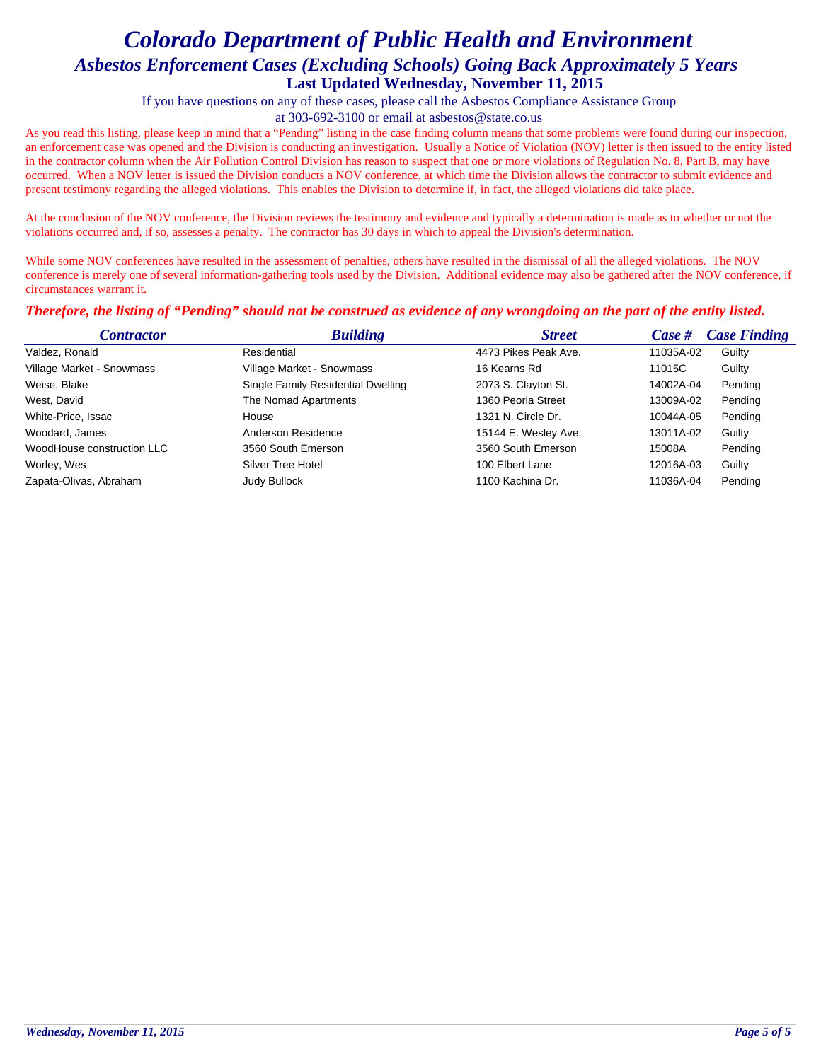# Colorado Department of Public Health and Environment

## Asbestos Enforcement Cases (Excluding Schools) Going Back Approximately 5 Years

### Last Updated Wednesday, November 11, 2015

If you have questions on any of these cases, please call the Asbestos Compliance Assistance Group at 303-692-3100 or email at asbestos@state.co.us

As you read this listing, please keep in mind that a "Pending" listing in the case finding column means that some problems were found during our inspection, an enforcement case was opened and the Division is conducting an investigation. Usually a Notice of Violation (NOV) letter is then issued to the entity listed in the contractor column when the Air Pollution Control Division has reason to suspect that one or more violations of Regulation No. 8, Part B, may have occurred. When a NOV letter is issued the Division conducts a NOV conference, at which time the Division allows the contractor to submit evidence and present testimony regarding the alleged violations. This enables the Division to determine if, in fact, the alleged violations did take place.

At the conclusion of the NOV conference, the Division reviews the testimony and evidence and typically a determination is made as to whether or not the violations occurred and, if so, assesses a penalty. The contractor has 30 days in which to appeal the Division's determination.

While some NOV conferences have resulted in the assessment of penalties, others have resulted in the dismissal of all the alleged violations. The NOV conference is merely one of several information-gathering tools used by the Division. Additional evidence may also be gathered after the NOV conference, if circumstances warrant it.

***Therefore, the listing of "Pending" should not be construed as evidence of any wrongdoing on the part of the entity listed.***

| Contractor | Building | Street | Case # | Case Finding |
|---|---|---|---|---|
| Valdez, Ronald | Residential | 4473 Pikes Peak Ave. | 11035A-02 | Guilty |
| Village Market - Snowmass | Village Market - Snowmass | 16 Kearns Rd | 11015C | Guilty |
| Weise, Blake | Single Family Residential Dwelling | 2073 S. Clayton St. | 14002A-04 | Pending |
| West, David | The Nomad Apartments | 1360 Peoria Street | 13009A-02 | Pending |
| White-Price, Issac | House | 1321 N. Circle Dr. | 10044A-05 | Pending |
| Woodard, James | Anderson Residence | 15144 E. Wesley Ave. | 13011A-02 | Guilty |
| WoodHouse construction LLC | 3560 South Emerson | 3560 South Emerson | 15008A | Pending |
| Worley, Wes | Silver Tree Hotel | 100 Elbert Lane | 12016A-03 | Guilty |
| Zapata-Olivas, Abraham | Judy Bullock | 1100 Kachina Dr. | 11036A-04 | Pending |